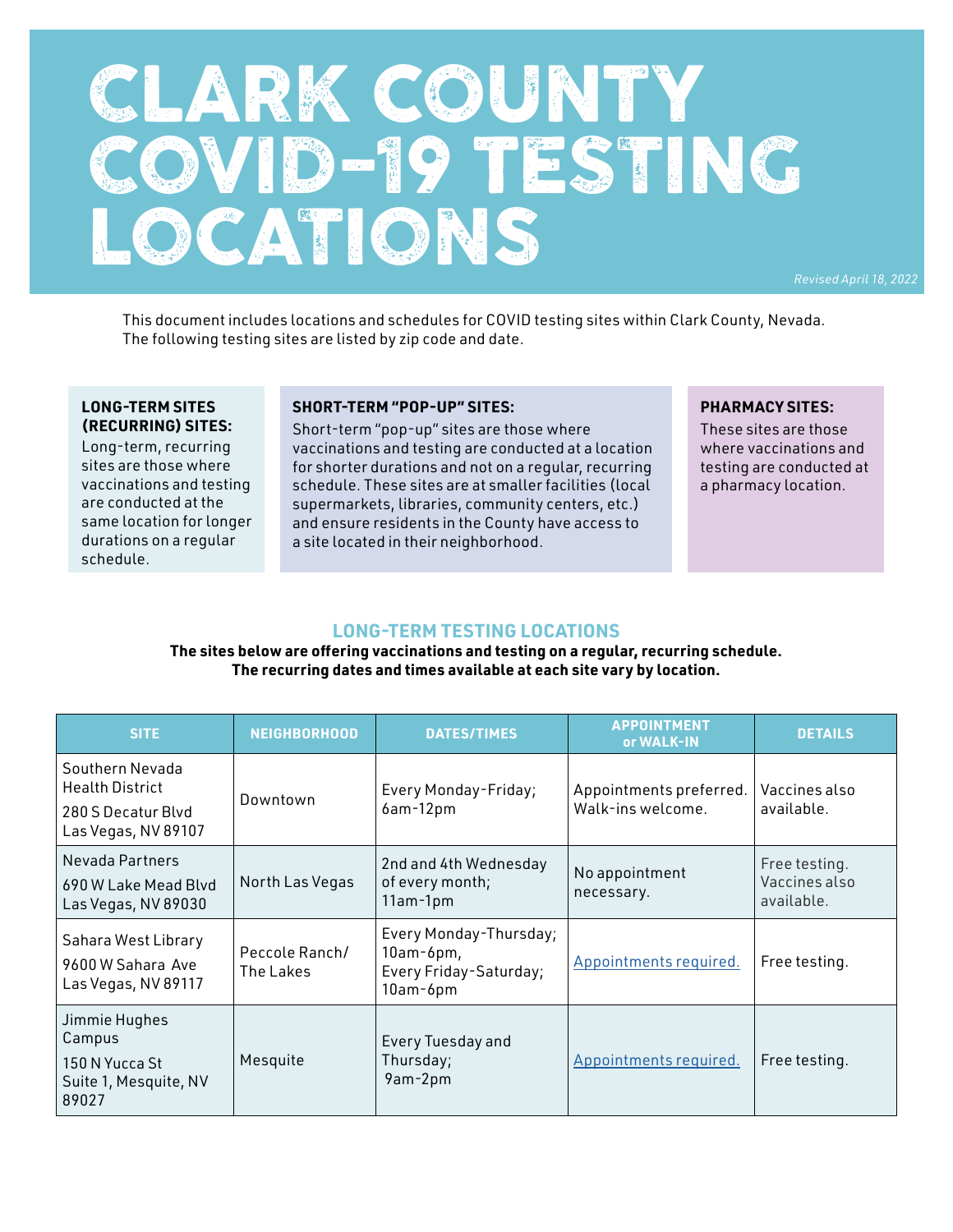# CLARK COUNTY COVID-19 TESTING LOCATIONS

*Revised April 18, 2022*

This document includes locations and schedules for COVID testing sites within Clark County, Nevada. The following testing sites are listed by zip code and date.

**LONG-TERM SITES (RECURRING) SITES:**
Long-term, recurring sites are those where vaccinations and testing are conducted at the same location for longer durations on a regular schedule.

**SHORT-TERM "POP-UP" SITES:**
Short-term "pop-up" sites are those where vaccinations and testing are conducted at a location for shorter durations and not on a regular, recurring schedule. These sites are at smaller facilities (local supermarkets, libraries, community centers, etc.) and ensure residents in the County have access to a site located in their neighborhood.

**PHARMACY SITES:**
These sites are those where vaccinations and testing are conducted at a pharmacy location.

## LONG-TERM TESTING LOCATIONS

**The sites below are offering vaccinations and testing on a regular, recurring schedule. The recurring dates and times available at each site vary by location.**

| SITE | NEIGHBORHOOD | DATES/TIMES | APPOINTMENT or WALK-IN | DETAILS |
|---|---|---|---|---|
| Southern Nevada Health District<br>280 S Decatur Blvd<br>Las Vegas, NV 89107 | Downtown | Every Monday-Friday;<br>6am-12pm | Appointments preferred.<br>Walk-ins welcome. | Vaccines also available. |
| Nevada Partners<br>690 W Lake Mead Blvd<br>Las Vegas, NV 89030 | North Las Vegas | 2nd and 4th Wednesday of every month;<br>11am-1pm | No appointment necessary. | Free testing.<br>Vaccines also available. |
| Sahara West Library<br>9600 W Sahara Ave<br>Las Vegas, NV 89117 | Peccole Ranch/<br>The Lakes | Every Monday-Thursday;<br>10am-6pm,<br>Every Friday-Saturday;<br>10am-6pm | Appointments required. | Free testing. |
| Jimmie Hughes Campus<br>150 N Yucca St<br>Suite 1, Mesquite, NV 89027 | Mesquite | Every Tuesday and Thursday;<br>9am-2pm | Appointments required. | Free testing. |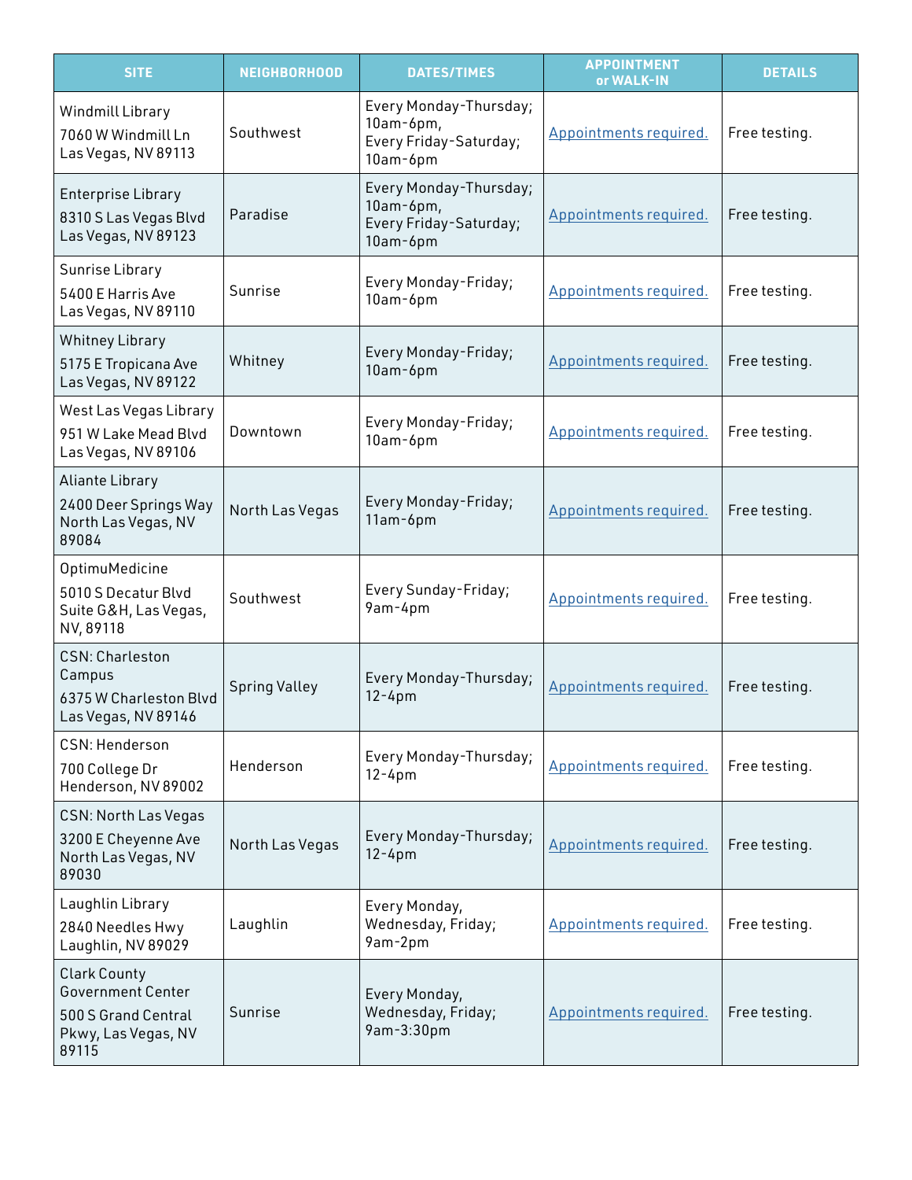| SITE | NEIGHBORHOOD | DATES/TIMES | APPOINTMENT or WALK-IN | DETAILS |
|---|---|---|---|---|
| Windmill Library<br>7060 W Windmill Ln Las Vegas, NV 89113 | Southwest | Every Monday-Thursday; 10am-6pm,<br>Every Friday-Saturday; 10am-6pm | Appointments required. | Free testing. |
| Enterprise Library<br>8310 S Las Vegas Blvd Las Vegas, NV 89123 | Paradise | Every Monday-Thursday; 10am-6pm,<br>Every Friday-Saturday; 10am-6pm | Appointments required. | Free testing. |
| Sunrise Library<br>5400 E Harris Ave Las Vegas, NV 89110 | Sunrise | Every Monday-Friday; 10am-6pm | Appointments required. | Free testing. |
| Whitney Library<br>5175 E Tropicana Ave Las Vegas, NV 89122 | Whitney | Every Monday-Friday; 10am-6pm | Appointments required. | Free testing. |
| West Las Vegas Library<br>951 W Lake Mead Blvd Las Vegas, NV 89106 | Downtown | Every Monday-Friday; 10am-6pm | Appointments required. | Free testing. |
| Aliante Library<br>2400 Deer Springs Way North Las Vegas, NV 89084 | North Las Vegas | Every Monday-Friday; 11am-6pm | Appointments required. | Free testing. |
| OptimuMedicine<br>5010 S Decatur Blvd Suite G&H, Las Vegas, NV, 89118 | Southwest | Every Sunday-Friday; 9am-4pm | Appointments required. | Free testing. |
| CSN: Charleston Campus<br>6375 W Charleston Blvd Las Vegas, NV 89146 | Spring Valley | Every Monday-Thursday; 12-4pm | Appointments required. | Free testing. |
| CSN: Henderson<br>700 College Dr Henderson, NV 89002 | Henderson | Every Monday-Thursday; 12-4pm | Appointments required. | Free testing. |
| CSN: North Las Vegas<br>3200 E Cheyenne Ave North Las Vegas, NV 89030 | North Las Vegas | Every Monday-Thursday; 12-4pm | Appointments required. | Free testing. |
| Laughlin Library<br>2840 Needles Hwy Laughlin, NV 89029 | Laughlin | Every Monday, Wednesday, Friday; 9am-2pm | Appointments required. | Free testing. |
| Clark County Government Center<br>500 S Grand Central Pkwy, Las Vegas, NV 89115 | Sunrise | Every Monday, Wednesday, Friday; 9am-3:30pm | Appointments required. | Free testing. |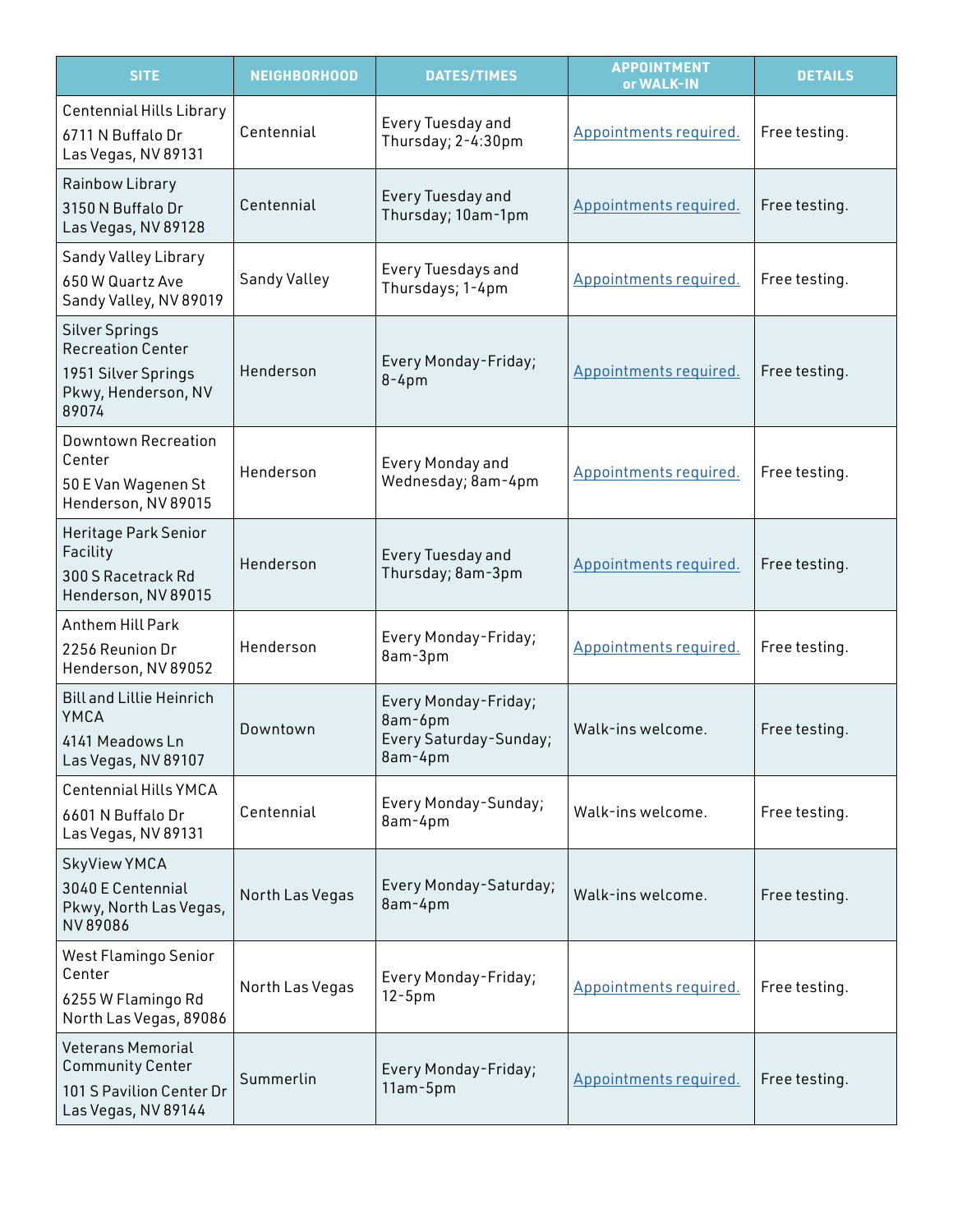| SITE | NEIGHBORHOOD | DATES/TIMES | APPOINTMENT or WALK-IN | DETAILS |
|---|---|---|---|---|
| Centennial Hills Library<br>6711 N Buffalo Dr<br>Las Vegas, NV 89131 | Centennial | Every Tuesday and Thursday; 2-4:30pm | Appointments required. | Free testing. |
| Rainbow Library<br>3150 N Buffalo Dr<br>Las Vegas, NV 89128 | Centennial | Every Tuesday and Thursday; 10am-1pm | Appointments required. | Free testing. |
| Sandy Valley Library<br>650 W Quartz Ave<br>Sandy Valley, NV 89019 | Sandy Valley | Every Tuesdays and Thursdays; 1-4pm | Appointments required. | Free testing. |
| Silver Springs Recreation Center<br>1951 Silver Springs Pkwy, Henderson, NV 89074 | Henderson | Every Monday-Friday; 8-4pm | Appointments required. | Free testing. |
| Downtown Recreation Center<br>50 E Van Wagenen St<br>Henderson, NV 89015 | Henderson | Every Monday and Wednesday; 8am-4pm | Appointments required. | Free testing. |
| Heritage Park Senior Facility<br>300 S Racetrack Rd<br>Henderson, NV 89015 | Henderson | Every Tuesday and Thursday; 8am-3pm | Appointments required. | Free testing. |
| Anthem Hill Park<br>2256 Reunion Dr<br>Henderson, NV 89052 | Henderson | Every Monday-Friday; 8am-3pm | Appointments required. | Free testing. |
| Bill and Lillie Heinrich YMCA<br>4141 Meadows Ln<br>Las Vegas, NV 89107 | Downtown | Every Monday-Friday; 8am-6pm<br>Every Saturday-Sunday; 8am-4pm | Walk-ins welcome. | Free testing. |
| Centennial Hills YMCA<br>6601 N Buffalo Dr<br>Las Vegas, NV 89131 | Centennial | Every Monday-Sunday; 8am-4pm | Walk-ins welcome. | Free testing. |
| SkyView YMCA<br>3040 E Centennial Pkwy, North Las Vegas, NV 89086 | North Las Vegas | Every Monday-Saturday; 8am-4pm | Walk-ins welcome. | Free testing. |
| West Flamingo Senior Center<br>6255 W Flamingo Rd<br>North Las Vegas, 89086 | North Las Vegas | Every Monday-Friday; 12-5pm | Appointments required. | Free testing. |
| Veterans Memorial Community Center<br>101 S Pavilion Center Dr<br>Las Vegas, NV 89144 | Summerlin | Every Monday-Friday; 11am-5pm | Appointments required. | Free testing. |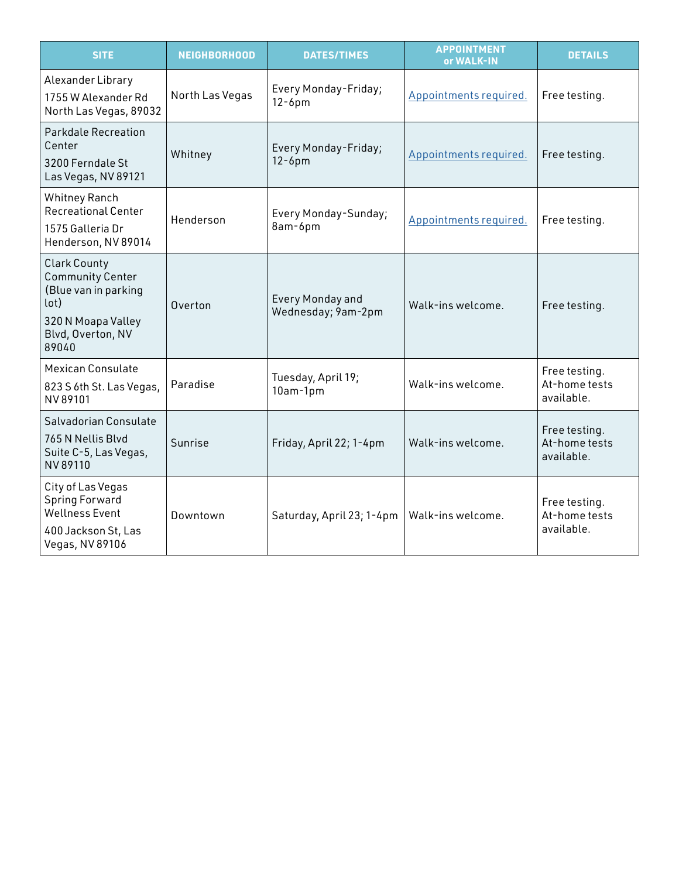| SITE | NEIGHBORHOOD | DATES/TIMES | APPOINTMENT or WALK-IN | DETAILS |
| --- | --- | --- | --- | --- |
| Alexander Library<br>1755 W Alexander Rd North Las Vegas, 89032 | North Las Vegas | Every Monday-Friday; 12-6pm | Appointments required. | Free testing. |
| Parkdale Recreation Center<br>3200 Ferndale St Las Vegas, NV 89121 | Whitney | Every Monday-Friday; 12-6pm | Appointments required. | Free testing. |
| Whitney Ranch Recreational Center<br>1575 Galleria Dr Henderson, NV 89014 | Henderson | Every Monday-Sunday; 8am-6pm | Appointments required. | Free testing. |
| Clark County Community Center (Blue van in parking lot)<br>320 N Moapa Valley Blvd, Overton, NV 89040 | Overton | Every Monday and Wednesday; 9am-2pm | Walk-ins welcome. | Free testing. |
| Mexican Consulate<br>823 S 6th St. Las Vegas, NV 89101 | Paradise | Tuesday, April 19; 10am-1pm | Walk-ins welcome. | Free testing. At-home tests available. |
| Salvadorian Consulate<br>765 N Nellis Blvd Suite C-5, Las Vegas, NV 89110 | Sunrise | Friday, April 22; 1-4pm | Walk-ins welcome. | Free testing. At-home tests available. |
| City of Las Vegas Spring Forward Wellness Event<br>400 Jackson St, Las Vegas, NV 89106 | Downtown | Saturday, April 23; 1-4pm | Walk-ins welcome. | Free testing. At-home tests available. |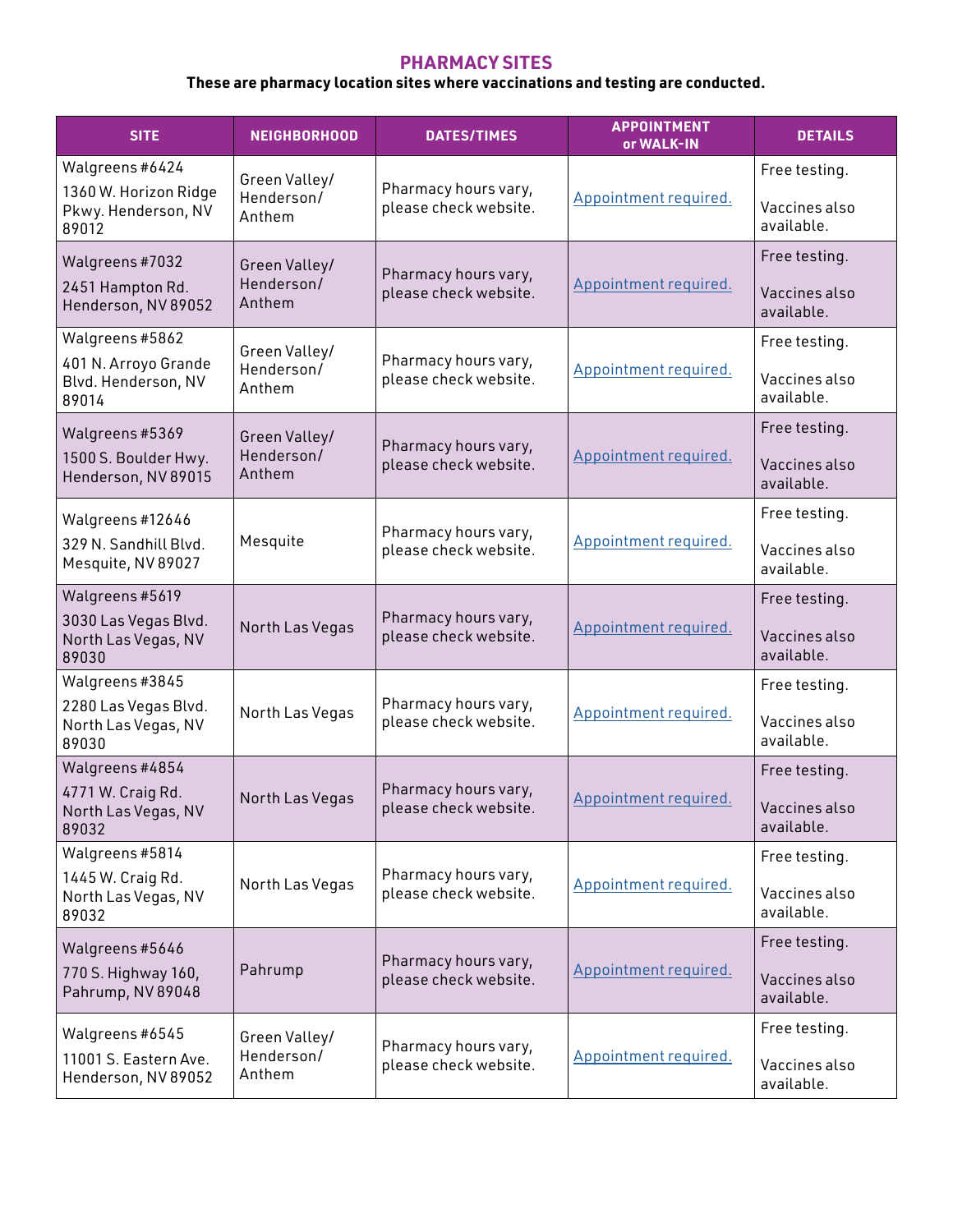## PHARMACY SITES

**These are pharmacy location sites where vaccinations and testing are conducted.**

| SITE | NEIGHBORHOOD | DATES/TIMES | APPOINTMENT or WALK-IN | DETAILS |
|---|---|---|---|---|
| Walgreens #6424<br>1360 W. Horizon Ridge Pkwy. Henderson, NV 89012 | Green Valley/ Henderson/ Anthem | Pharmacy hours vary, please check website. | Appointment required. | Free testing.<br><br>Vaccines also available. |
| Walgreens #7032<br>2451 Hampton Rd. Henderson, NV 89052 | Green Valley/ Henderson/ Anthem | Pharmacy hours vary, please check website. | Appointment required. | Free testing.<br><br>Vaccines also available. |
| Walgreens #5862<br>401 N. Arroyo Grande Blvd. Henderson, NV 89014 | Green Valley/ Henderson/ Anthem | Pharmacy hours vary, please check website. | Appointment required. | Free testing.<br><br>Vaccines also available. |
| Walgreens #5369<br>1500 S. Boulder Hwy. Henderson, NV 89015 | Green Valley/ Henderson/ Anthem | Pharmacy hours vary, please check website. | Appointment required. | Free testing.<br><br>Vaccines also available. |
| Walgreens #12646<br>329 N. Sandhill Blvd. Mesquite, NV 89027 | Mesquite | Pharmacy hours vary, please check website. | Appointment required. | Free testing.<br><br>Vaccines also available. |
| Walgreens #5619<br>3030 Las Vegas Blvd. North Las Vegas, NV 89030 | North Las Vegas | Pharmacy hours vary, please check website. | Appointment required. | Free testing.<br><br>Vaccines also available. |
| Walgreens #3845<br>2280 Las Vegas Blvd. North Las Vegas, NV 89030 | North Las Vegas | Pharmacy hours vary, please check website. | Appointment required. | Free testing.<br><br>Vaccines also available. |
| Walgreens #4854<br>4771 W. Craig Rd. North Las Vegas, NV 89032 | North Las Vegas | Pharmacy hours vary, please check website. | Appointment required. | Free testing.<br><br>Vaccines also available. |
| Walgreens #5814<br>1445 W. Craig Rd. North Las Vegas, NV 89032 | North Las Vegas | Pharmacy hours vary, please check website. | Appointment required. | Free testing.<br><br>Vaccines also available. |
| Walgreens #5646<br>770 S. Highway 160, Pahrump, NV 89048 | Pahrump | Pharmacy hours vary, please check website. | Appointment required. | Free testing.<br><br>Vaccines also available. |
| Walgreens #6545<br>11001 S. Eastern Ave. Henderson, NV 89052 | Green Valley/ Henderson/ Anthem | Pharmacy hours vary, please check website. | Appointment required. | Free testing.<br><br>Vaccines also available. |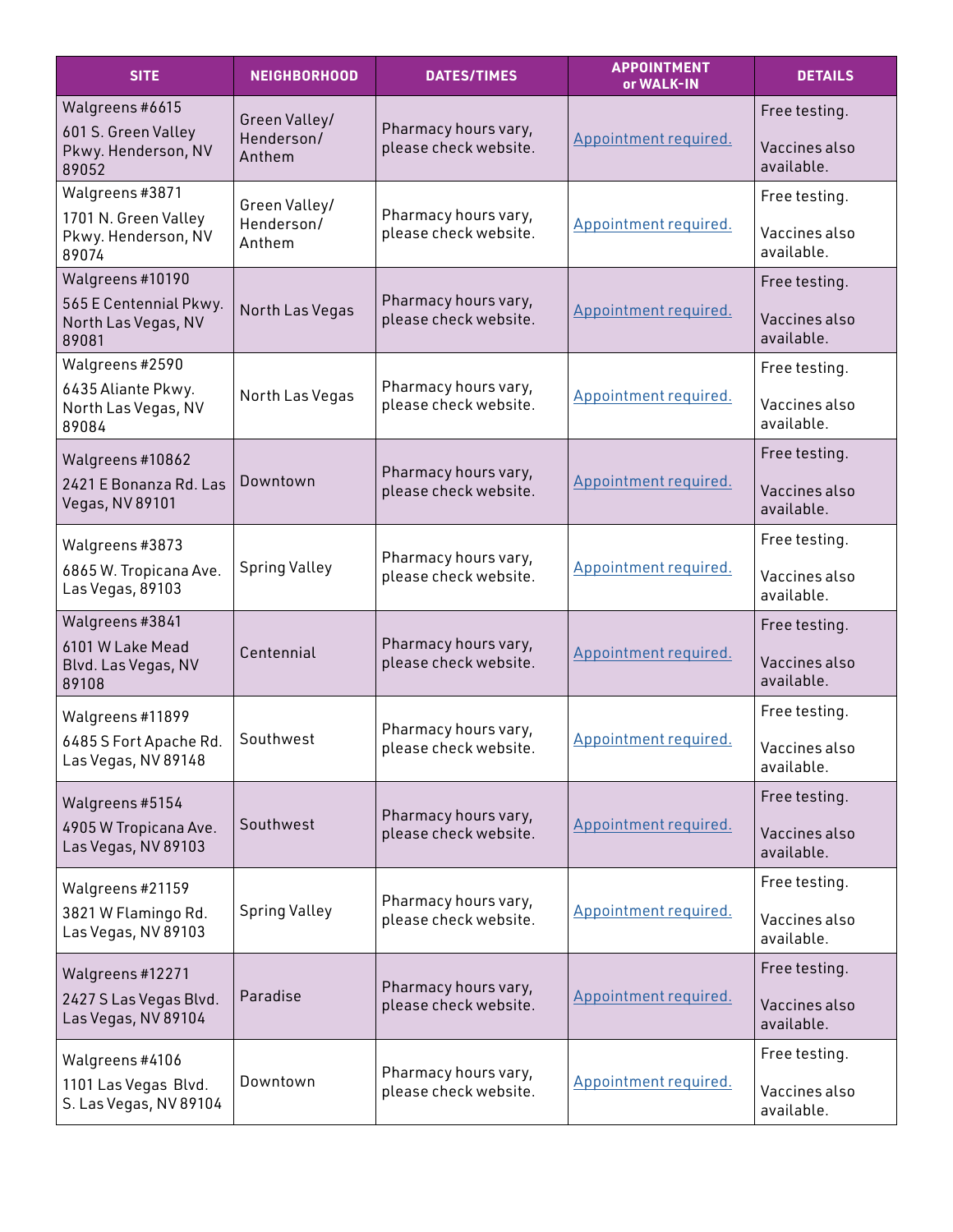| SITE | NEIGHBORHOOD | DATES/TIMES | APPOINTMENT or WALK-IN | DETAILS |
|---|---|---|---|---|
| Walgreens #6615<br>601 S. Green Valley Pkwy. Henderson, NV 89052 | Green Valley/ Henderson/ Anthem | Pharmacy hours vary, please check website. | Appointment required. | Free testing.<br>Vaccines also available. |
| Walgreens #3871<br>1701 N. Green Valley Pkwy. Henderson, NV 89074 | Green Valley/ Henderson/ Anthem | Pharmacy hours vary, please check website. | Appointment required. | Free testing.<br>Vaccines also available. |
| Walgreens #10190<br>565 E Centennial Pkwy. North Las Vegas, NV 89081 | North Las Vegas | Pharmacy hours vary, please check website. | Appointment required. | Free testing.<br>Vaccines also available. |
| Walgreens #2590<br>6435 Aliante Pkwy. North Las Vegas, NV 89084 | North Las Vegas | Pharmacy hours vary, please check website. | Appointment required. | Free testing.<br>Vaccines also available. |
| Walgreens #10862<br>2421 E Bonanza Rd. Las Vegas, NV 89101 | Downtown | Pharmacy hours vary, please check website. | Appointment required. | Free testing.<br>Vaccines also available. |
| Walgreens #3873<br>6865 W. Tropicana Ave. Las Vegas, 89103 | Spring Valley | Pharmacy hours vary, please check website. | Appointment required. | Free testing.<br>Vaccines also available. |
| Walgreens #3841<br>6101 W Lake Mead Blvd. Las Vegas, NV 89108 | Centennial | Pharmacy hours vary, please check website. | Appointment required. | Free testing.<br>Vaccines also available. |
| Walgreens #11899<br>6485 S Fort Apache Rd. Las Vegas, NV 89148 | Southwest | Pharmacy hours vary, please check website. | Appointment required. | Free testing.<br>Vaccines also available. |
| Walgreens #5154<br>4905 W Tropicana Ave. Las Vegas, NV 89103 | Southwest | Pharmacy hours vary, please check website. | Appointment required. | Free testing.<br>Vaccines also available. |
| Walgreens #21159<br>3821 W Flamingo Rd. Las Vegas, NV 89103 | Spring Valley | Pharmacy hours vary, please check website. | Appointment required. | Free testing.<br>Vaccines also available. |
| Walgreens #12271<br>2427 S Las Vegas Blvd. Las Vegas, NV 89104 | Paradise | Pharmacy hours vary, please check website. | Appointment required. | Free testing.<br>Vaccines also available. |
| Walgreens #4106<br>1101 Las Vegas Blvd. S. Las Vegas, NV 89104 | Downtown | Pharmacy hours vary, please check website. | Appointment required. | Free testing.<br>Vaccines also available. |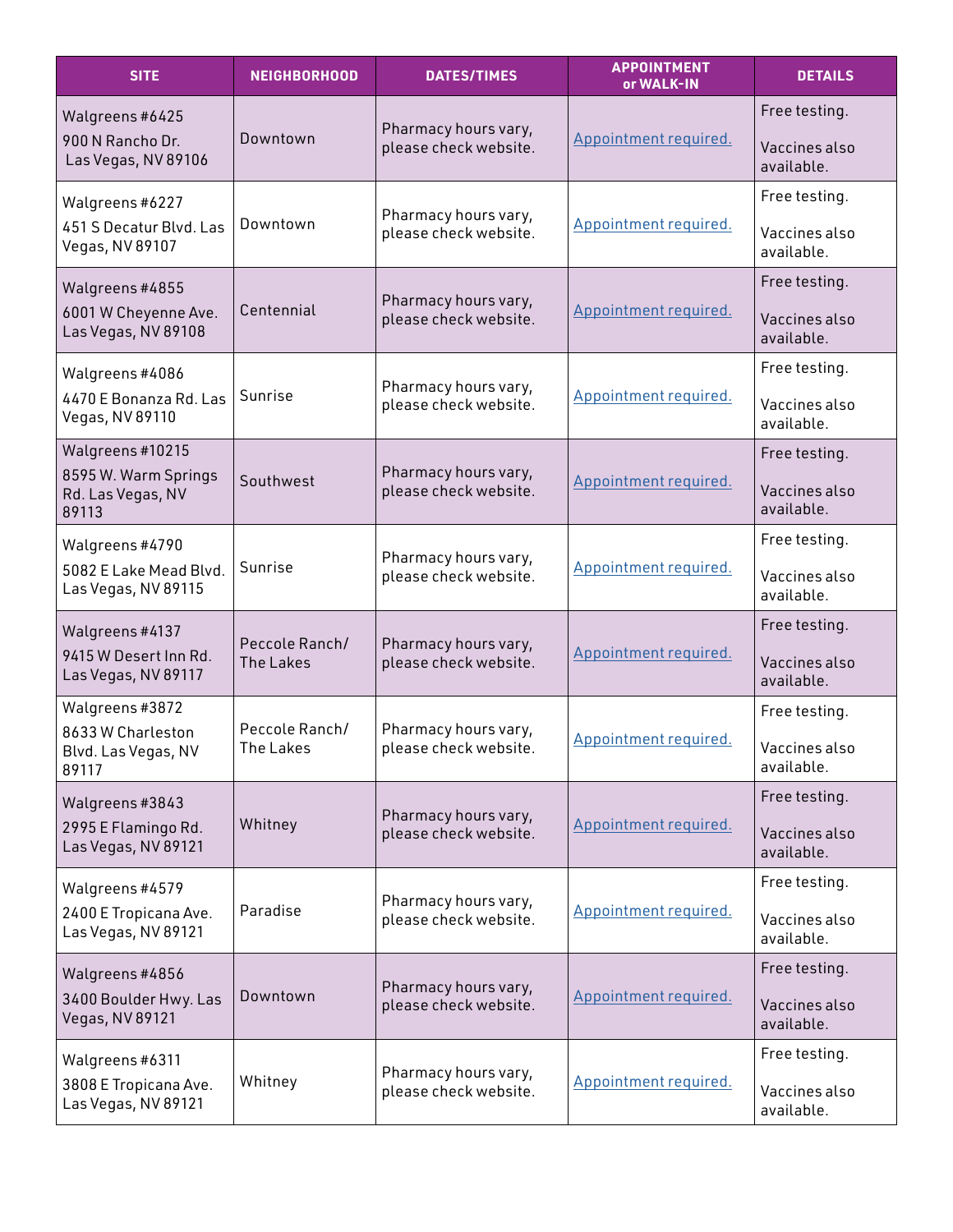| SITE | NEIGHBORHOOD | DATES/TIMES | APPOINTMENT or WALK-IN | DETAILS |
|---|---|---|---|---|
| Walgreens #6425<br>900 N Rancho Dr. Las Vegas, NV 89106 | Downtown | Pharmacy hours vary, please check website. | Appointment required. | Free testing.<br>Vaccines also available. |
| Walgreens #6227<br>451 S Decatur Blvd. Las Vegas, NV 89107 | Downtown | Pharmacy hours vary, please check website. | Appointment required. | Free testing.<br>Vaccines also available. |
| Walgreens #4855<br>6001 W Cheyenne Ave. Las Vegas, NV 89108 | Centennial | Pharmacy hours vary, please check website. | Appointment required. | Free testing.<br>Vaccines also available. |
| Walgreens #4086<br>4470 E Bonanza Rd. Las Vegas, NV 89110 | Sunrise | Pharmacy hours vary, please check website. | Appointment required. | Free testing.<br>Vaccines also available. |
| Walgreens #10215<br>8595 W. Warm Springs Rd. Las Vegas, NV 89113 | Southwest | Pharmacy hours vary, please check website. | Appointment required. | Free testing.<br>Vaccines also available. |
| Walgreens #4790<br>5082 E Lake Mead Blvd. Las Vegas, NV 89115 | Sunrise | Pharmacy hours vary, please check website. | Appointment required. | Free testing.<br>Vaccines also available. |
| Walgreens #4137<br>9415 W Desert Inn Rd. Las Vegas, NV 89117 | Peccole Ranch/ The Lakes | Pharmacy hours vary, please check website. | Appointment required. | Free testing.<br>Vaccines also available. |
| Walgreens #3872<br>8633 W Charleston Blvd. Las Vegas, NV 89117 | Peccole Ranch/ The Lakes | Pharmacy hours vary, please check website. | Appointment required. | Free testing.<br>Vaccines also available. |
| Walgreens #3843<br>2995 E Flamingo Rd. Las Vegas, NV 89121 | Whitney | Pharmacy hours vary, please check website. | Appointment required. | Free testing.<br>Vaccines also available. |
| Walgreens #4579<br>2400 E Tropicana Ave. Las Vegas, NV 89121 | Paradise | Pharmacy hours vary, please check website. | Appointment required. | Free testing.<br>Vaccines also available. |
| Walgreens #4856<br>3400 Boulder Hwy. Las Vegas, NV 89121 | Downtown | Pharmacy hours vary, please check website. | Appointment required. | Free testing.<br>Vaccines also available. |
| Walgreens #6311<br>3808 E Tropicana Ave. Las Vegas, NV 89121 | Whitney | Pharmacy hours vary, please check website. | Appointment required. | Free testing.<br>Vaccines also available. |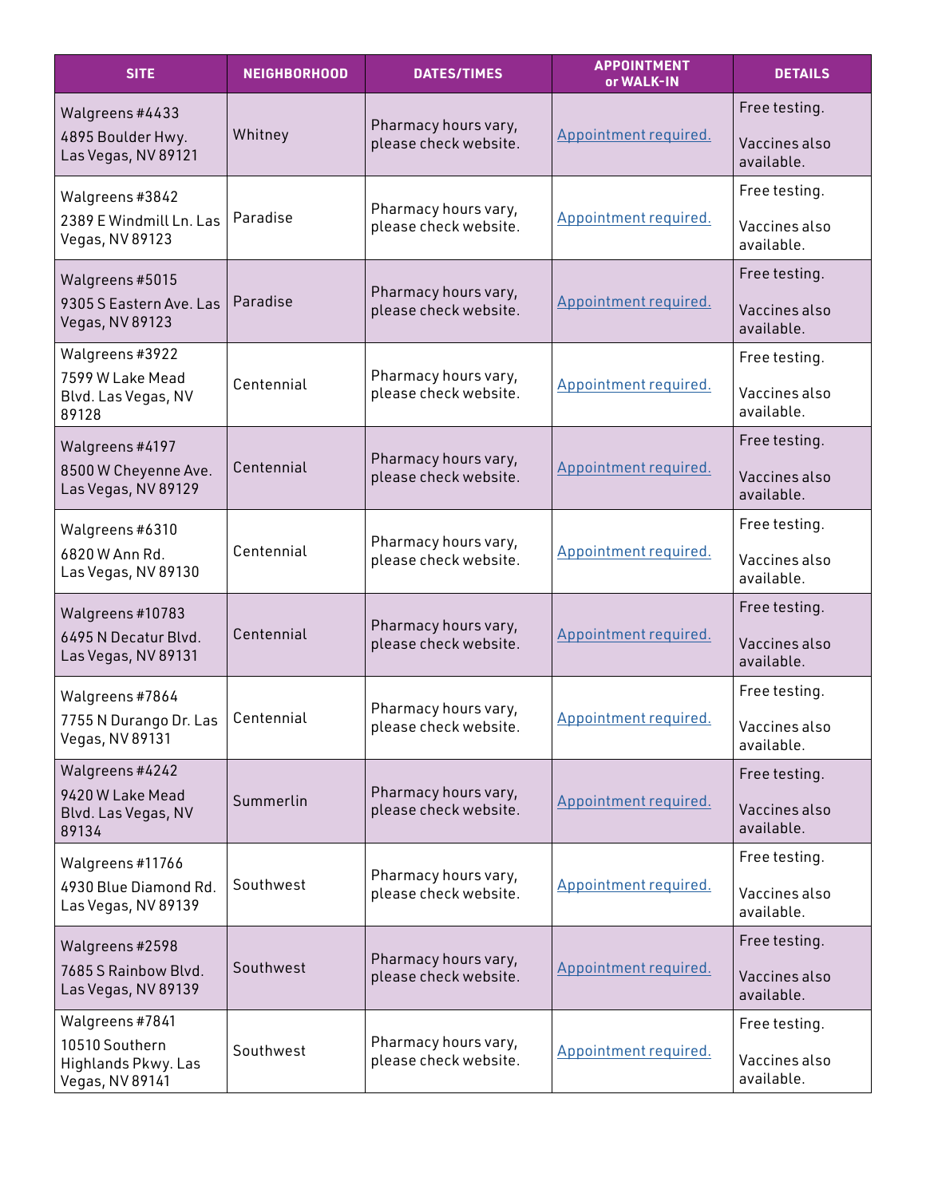| SITE | NEIGHBORHOOD | DATES/TIMES | APPOINTMENT or WALK-IN | DETAILS |
|---|---|---|---|---|
| Walgreens #4433<br>4895 Boulder Hwy. Las Vegas, NV 89121 | Whitney | Pharmacy hours vary, please check website. | Appointment required. | Free testing.<br><br>Vaccines also available. |
| Walgreens #3842<br>2389 E Windmill Ln. Las Vegas, NV 89123 | Paradise | Pharmacy hours vary, please check website. | Appointment required. | Free testing.<br><br>Vaccines also available. |
| Walgreens #5015<br>9305 S Eastern Ave. Las Vegas, NV 89123 | Paradise | Pharmacy hours vary, please check website. | Appointment required. | Free testing.<br><br>Vaccines also available. |
| Walgreens #3922<br>7599 W Lake Mead Blvd. Las Vegas, NV 89128 | Centennial | Pharmacy hours vary, please check website. | Appointment required. | Free testing.<br><br>Vaccines also available. |
| Walgreens #4197<br>8500 W Cheyenne Ave. Las Vegas, NV 89129 | Centennial | Pharmacy hours vary, please check website. | Appointment required. | Free testing.<br><br>Vaccines also available. |
| Walgreens #6310<br>6820 W Ann Rd. Las Vegas, NV 89130 | Centennial | Pharmacy hours vary, please check website. | Appointment required. | Free testing.<br><br>Vaccines also available. |
| Walgreens #10783<br>6495 N Decatur Blvd. Las Vegas, NV 89131 | Centennial | Pharmacy hours vary, please check website. | Appointment required. | Free testing.<br><br>Vaccines also available. |
| Walgreens #7864<br>7755 N Durango Dr. Las Vegas, NV 89131 | Centennial | Pharmacy hours vary, please check website. | Appointment required. | Free testing.<br><br>Vaccines also available. |
| Walgreens #4242<br>9420 W Lake Mead Blvd. Las Vegas, NV 89134 | Summerlin | Pharmacy hours vary, please check website. | Appointment required. | Free testing.<br><br>Vaccines also available. |
| Walgreens #11766<br>4930 Blue Diamond Rd. Las Vegas, NV 89139 | Southwest | Pharmacy hours vary, please check website. | Appointment required. | Free testing.<br><br>Vaccines also available. |
| Walgreens #2598<br>7685 S Rainbow Blvd. Las Vegas, NV 89139 | Southwest | Pharmacy hours vary, please check website. | Appointment required. | Free testing.<br><br>Vaccines also available. |
| Walgreens #7841<br>10510 Southern Highlands Pkwy. Las Vegas, NV 89141 | Southwest | Pharmacy hours vary, please check website. | Appointment required. | Free testing.<br><br>Vaccines also available. |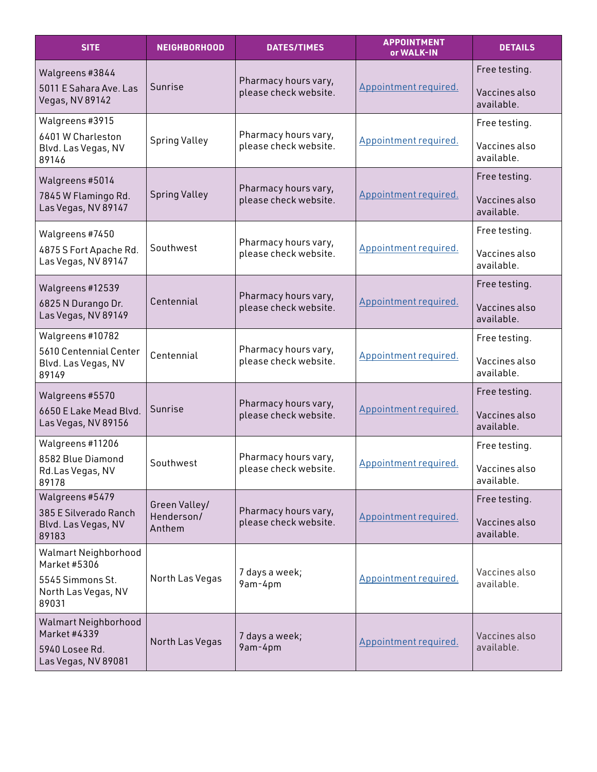| SITE | NEIGHBORHOOD | DATES/TIMES | APPOINTMENT or WALK-IN | DETAILS |
|---|---|---|---|---|
| Walgreens #3844<br>5011 E Sahara Ave. Las Vegas, NV 89142 | Sunrise | Pharmacy hours vary, please check website. | Appointment required. | Free testing.<br>Vaccines also available. |
| Walgreens #3915<br>6401 W Charleston Blvd. Las Vegas, NV 89146 | Spring Valley | Pharmacy hours vary, please check website. | Appointment required. | Free testing.<br>Vaccines also available. |
| Walgreens #5014<br>7845 W Flamingo Rd. Las Vegas, NV 89147 | Spring Valley | Pharmacy hours vary, please check website. | Appointment required. | Free testing.<br>Vaccines also available. |
| Walgreens #7450<br>4875 S Fort Apache Rd. Las Vegas, NV 89147 | Southwest | Pharmacy hours vary, please check website. | Appointment required. | Free testing.<br>Vaccines also available. |
| Walgreens #12539<br>6825 N Durango Dr. Las Vegas, NV 89149 | Centennial | Pharmacy hours vary, please check website. | Appointment required. | Free testing.<br>Vaccines also available. |
| Walgreens #10782<br>5610 Centennial Center Blvd. Las Vegas, NV 89149 | Centennial | Pharmacy hours vary, please check website. | Appointment required. | Free testing.<br>Vaccines also available. |
| Walgreens #5570<br>6650 E Lake Mead Blvd. Las Vegas, NV 89156 | Sunrise | Pharmacy hours vary, please check website. | Appointment required. | Free testing.<br>Vaccines also available. |
| Walgreens #11206<br>8582 Blue Diamond Rd.Las Vegas, NV 89178 | Southwest | Pharmacy hours vary, please check website. | Appointment required. | Free testing.<br>Vaccines also available. |
| Walgreens #5479<br>385 E Silverado Ranch Blvd. Las Vegas, NV 89183 | Green Valley/ Henderson/ Anthem | Pharmacy hours vary, please check website. | Appointment required. | Free testing.<br>Vaccines also available. |
| Walmart Neighborhood Market #5306<br>5545 Simmons St. North Las Vegas, NV 89031 | North Las Vegas | 7 days a week; 9am-4pm | Appointment required. | Vaccines also available. |
| Walmart Neighborhood Market #4339<br>5940 Losee Rd. Las Vegas, NV 89081 | North Las Vegas | 7 days a week; 9am-4pm | Appointment required. | Vaccines also available. |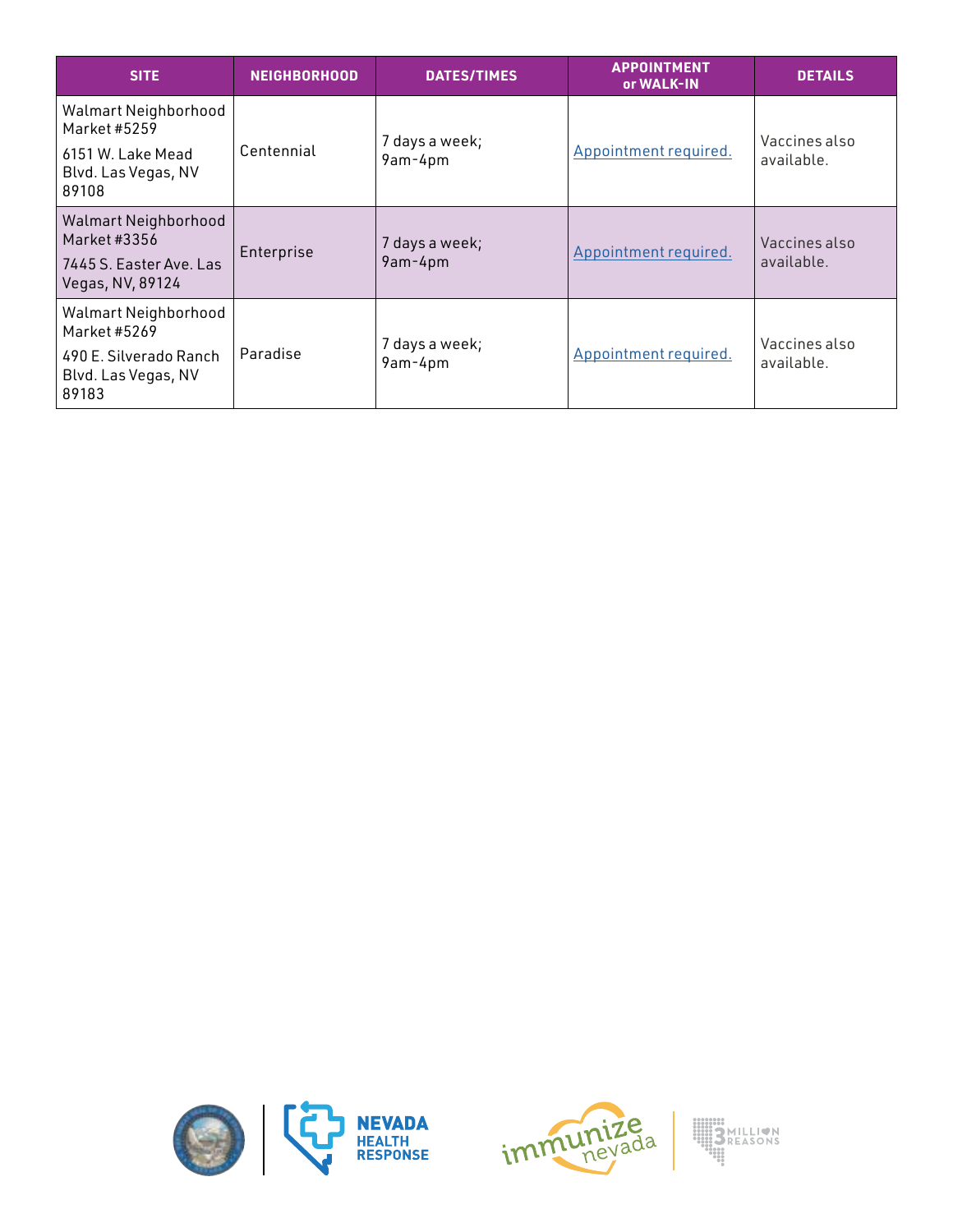| SITE | NEIGHBORHOOD | DATES/TIMES | APPOINTMENT or WALK-IN | DETAILS |
|---|---|---|---|---|
| Walmart Neighborhood Market #5259<br>6151 W. Lake Mead Blvd. Las Vegas, NV 89108 | Centennial | 7 days a week; 9am-4pm | Appointment required. | Vaccines also available. |
| Walmart Neighborhood Market #3356<br>7445 S. Easter Ave. Las Vegas, NV, 89124 | Enterprise | 7 days a week; 9am-4pm | Appointment required. | Vaccines also available. |
| Walmart Neighborhood Market #5269<br>490 E. Silverado Ranch Blvd. Las Vegas, NV 89183 | Paradise | 7 days a week; 9am-4pm | Appointment required. | Vaccines also available. |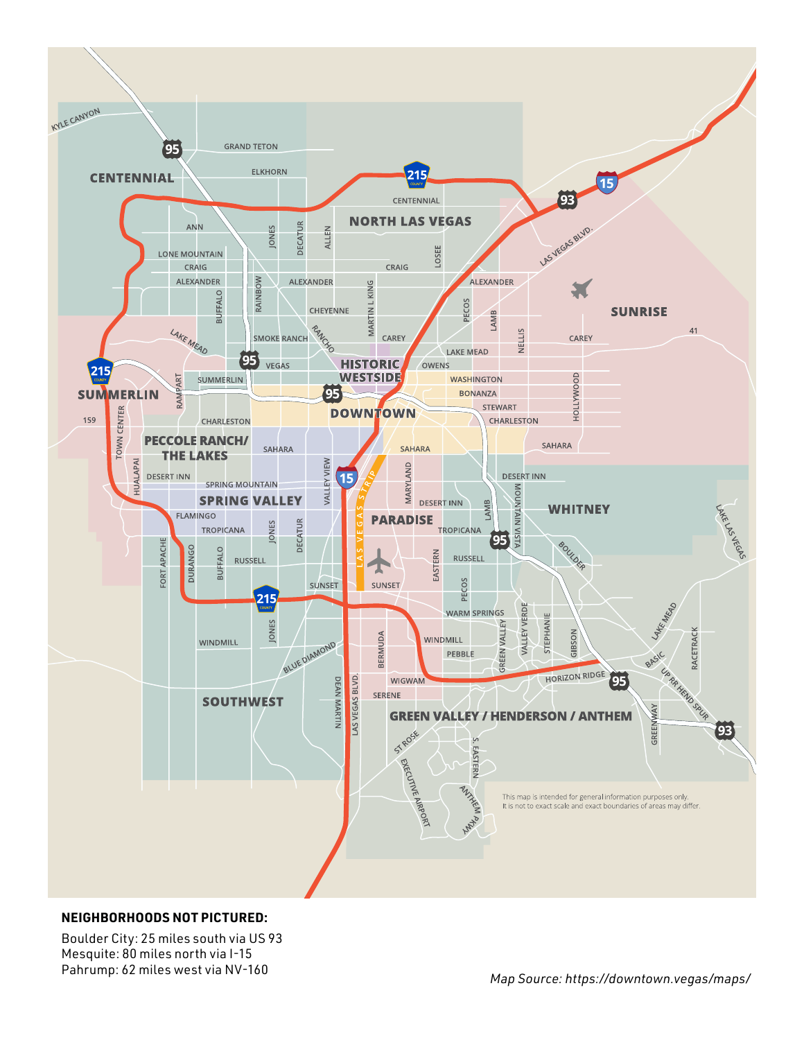**NEIGHBORHOODS NOT PICTURED:**

Boulder City: 25 miles south via US 93
Mesquite: 80 miles north via I-15
Pahrump: 62 miles west via NV-160

*Map Source: https://downtown.vegas/maps/*